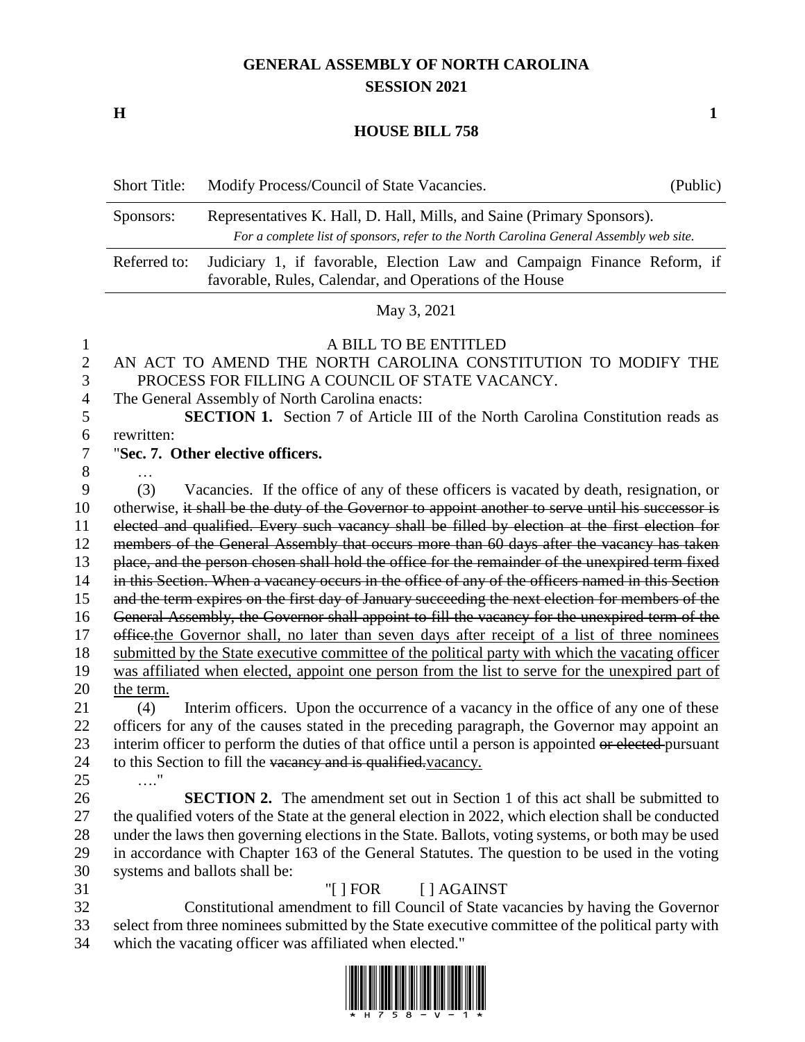# GENERAL ASSEMBLY OF NORTH CAROLINA
## SESSION 2021

**H** **1**

## HOUSE BILL 758

| Short Title: | Modify Process/Council of State Vacancies. (Public) |
|---|---|
| Sponsors: | Representatives K. Hall, D. Hall, Mills, and Saine (Primary Sponsors). *For a complete list of sponsors, refer to the North Carolina General Assembly web site.* |
| Referred to: | Judiciary 1, if favorable, Election Law and Campaign Finance Reform, if favorable, Rules, Calendar, and Operations of the House |

May 3, 2021

A BILL TO BE ENTITLED

AN ACT TO AMEND THE NORTH CAROLINA CONSTITUTION TO MODIFY THE PROCESS FOR FILLING A COUNCIL OF STATE VACANCY.

The General Assembly of North Carolina enacts:

**SECTION 1.** Section 7 of Article III of the North Carolina Constitution reads as rewritten:

"**Sec. 7. Other elective officers.**

…

(3) Vacancies. If the office of any of these officers is vacated by death, resignation, or otherwise, ~~it shall be the duty of the Governor to appoint another to serve until his successor is elected and qualified. Every such vacancy shall be filled by election at the first election for members of the General Assembly that occurs more than 60 days after the vacancy has taken place, and the person chosen shall hold the office for the remainder of the unexpired term fixed in this Section. When a vacancy occurs in the office of any of the officers named in this Section and the term expires on the first day of January succeeding the next election for members of the General Assembly, the Governor shall appoint to fill the vacancy for the unexpired term of the office.~~<u>the Governor shall, no later than seven days after receipt of a list of three nominees submitted by the State executive committee of the political party with which the vacating officer was affiliated when elected, appoint one person from the list to serve for the unexpired part of the term.</u>

(4) Interim officers. Upon the occurrence of a vacancy in the office of any one of these officers for any of the causes stated in the preceding paragraph, the Governor may appoint an interim officer to perform the duties of that office until a person is appointed ~~or elected~~ pursuant to this Section to fill the ~~vacancy and is qualified.~~<u>vacancy.</u>

…."

**SECTION 2.** The amendment set out in Section 1 of this act shall be submitted to the qualified voters of the State at the general election in 2022, which election shall be conducted under the laws then governing elections in the State. Ballots, voting systems, or both may be used in accordance with Chapter 163 of the General Statutes. The question to be used in the voting systems and ballots shall be:

"[ ] FOR [ ] AGAINST

Constitutional amendment to fill Council of State vacancies by having the Governor select from three nominees submitted by the State executive committee of the political party with which the vacating officer was affiliated when elected."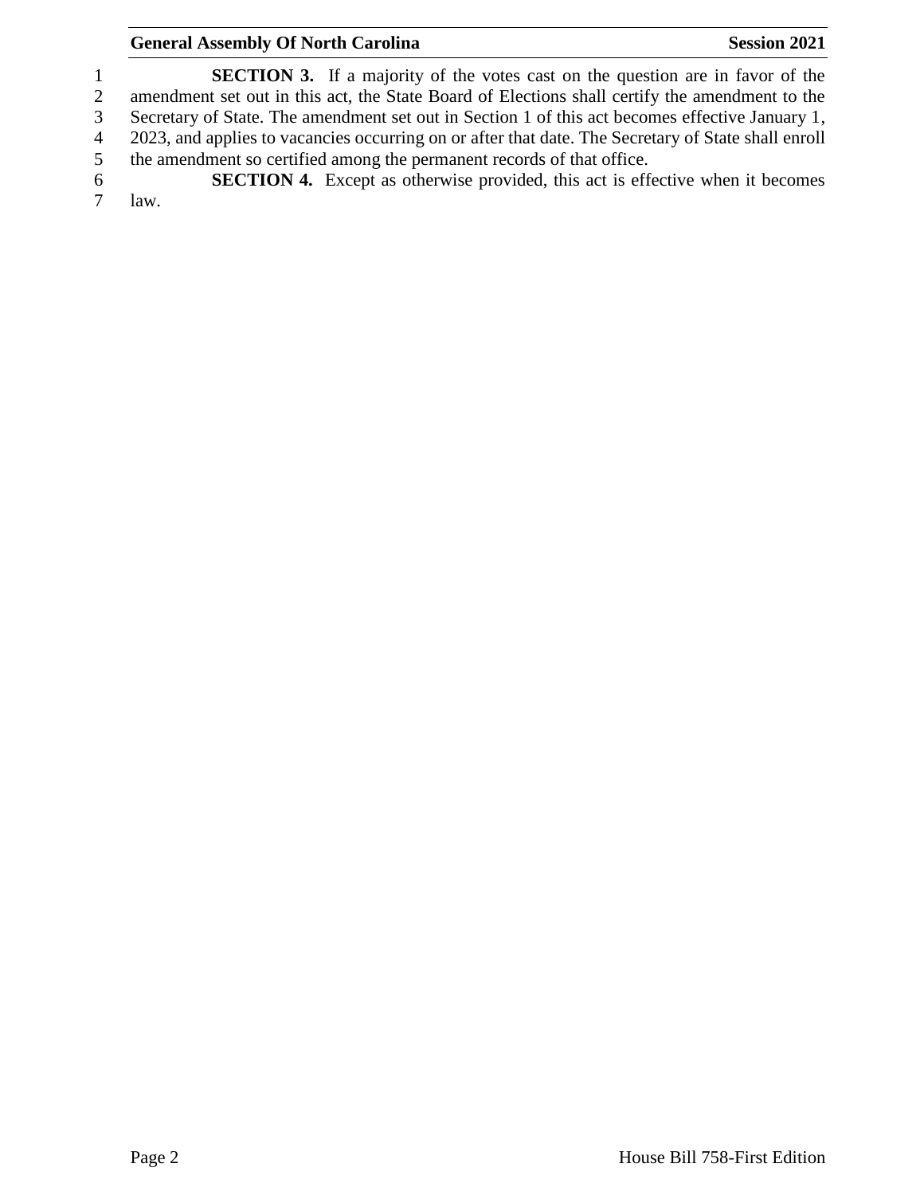**SECTION 3.** If a majority of the votes cast on the question are in favor of the amendment set out in this act, the State Board of Elections shall certify the amendment to the Secretary of State. The amendment set out in Section 1 of this act becomes effective January 1, 2023, and applies to vacancies occurring on or after that date. The Secretary of State shall enroll the amendment so certified among the permanent records of that office.

**SECTION 4.** Except as otherwise provided, this act is effective when it becomes law.